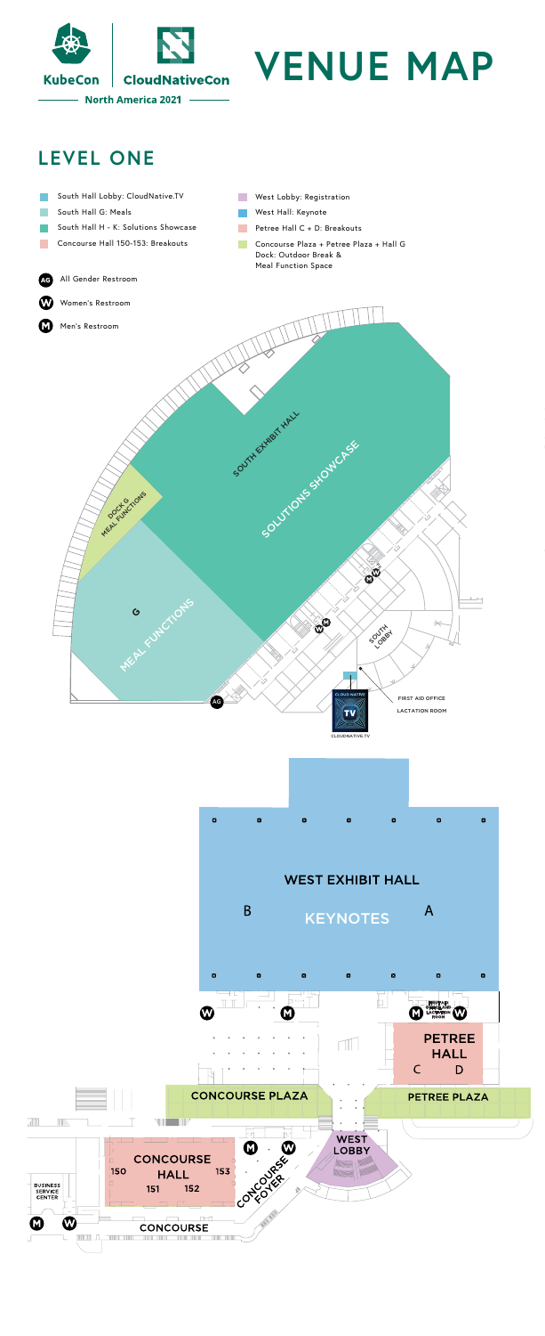KubeCon | CloudNativeCon

North America 2021

# VENUE MAP

## LEVEL ONE

- South Hall Lobby: CloudNative.TV
- South Hall G: Meals
- South Hall H - K: Solutions Showcase
- Concourse Hall 150-153: Breakouts
- West Lobby: Registration
- West Hall: Keynote
- Petree Hall C + D: Breakouts
- Concourse Plaza + Petree Plaza + Hall G Dock: Outdoor Break & Meal Function Space

- AG: All Gender Restroom
- W: Women's Restroom
- M: Men's Restroom

SOUTH EXHIBIT HALL

SOLUTIONS SHOWCASE

DOCK G MEAL FUNCTIONS

G

MEAL FUNCTIONS

SOUTH LOBBY

FIRST AID OFFICE

LACTATION ROOM

CLOUDNATIVE.TV

WEST EXHIBIT HALL

B KEYNOTES A

FIRST AID OFFICE AND LACTATION ROOM

PETREE HALL

C D

CONCOURSE PLAZA

PETREE PLAZA

WEST LOBBY

CONCOURSE FOYER

CONCOURSE HALL

150 151 152 153

BUSINESS SERVICE CENTER

CONCOURSE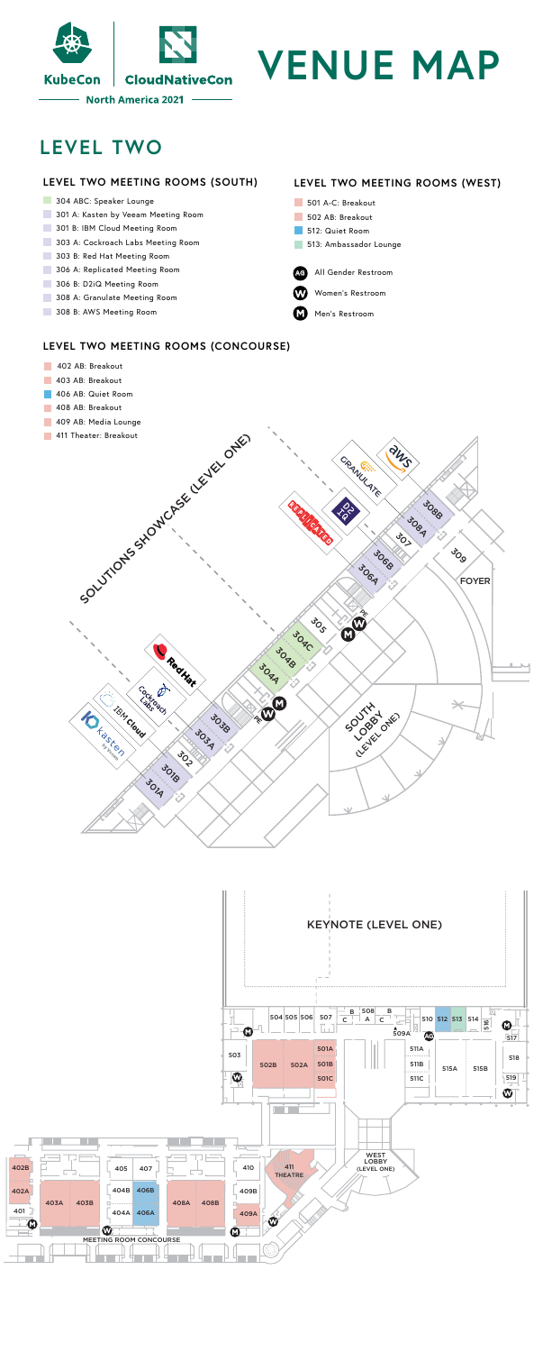# VENUE MAP

KubeCon | CloudNativeCon
North America 2021

## LEVEL TWO

### LEVEL TWO MEETING ROOMS (SOUTH)

- 304 ABC: Speaker Lounge
- 301 A: Kasten by Veeam Meeting Room
- 301 B: IBM Cloud Meeting Room
- 303 A: Cockroach Labs Meeting Room
- 303 B: Red Hat Meeting Room
- 306 A: Replicated Meeting Room
- 306 B: D2iQ Meeting Room
- 308 A: Granulate Meeting Room
- 308 B: AWS Meeting Room

### LEVEL TWO MEETING ROOMS (WEST)

- 501 A-C: Breakout
- 502 AB: Breakout
- 512: Quiet Room
- 513: Ambassador Lounge

- AG All Gender Restroom
- W Women's Restroom
- M Men's Restroom

### LEVEL TWO MEETING ROOMS (CONCOURSE)

- 402 AB: Breakout
- 403 AB: Breakout
- 406 AB: Quiet Room
- 408 AB: Breakout
- 409 AB: Media Lounge
- 411 Theater: Breakout

SOLUTIONS SHOWCASE (LEVEL ONE)

FOYER

SOUTH LOBBY (LEVEL ONE)

KEYNOTE (LEVEL ONE)

WEST LOBBY (LEVEL ONE)

411 THEATRE

MEETING ROOM CONCOURSE